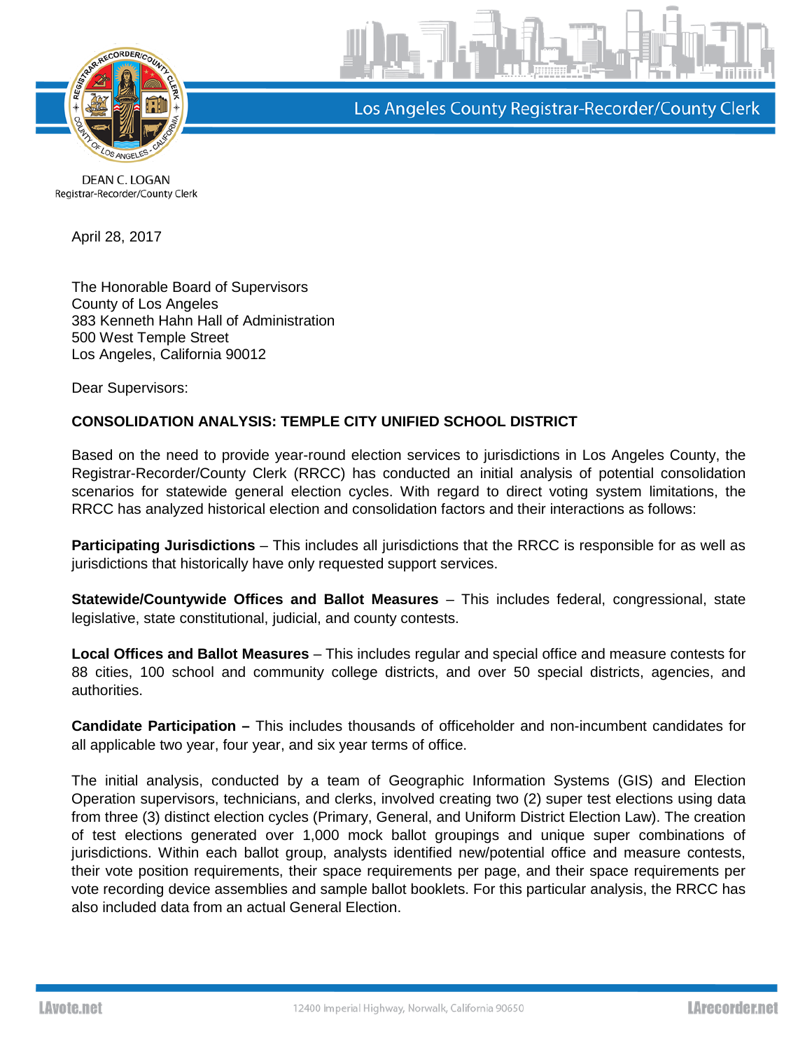Los Angeles County Registrar-Recorder/County Clerk

DEAN C. LOGAN
Registrar-Recorder/County Clerk

April 28, 2017

The Honorable Board of Supervisors
County of Los Angeles
383 Kenneth Hahn Hall of Administration
500 West Temple Street
Los Angeles, California 90012

Dear Supervisors:

**CONSOLIDATION ANALYSIS: TEMPLE CITY UNIFIED SCHOOL DISTRICT**

Based on the need to provide year-round election services to jurisdictions in Los Angeles County, the Registrar-Recorder/County Clerk (RRCC) has conducted an initial analysis of potential consolidation scenarios for statewide general election cycles. With regard to direct voting system limitations, the RRCC has analyzed historical election and consolidation factors and their interactions as follows:

**Participating Jurisdictions** – This includes all jurisdictions that the RRCC is responsible for as well as jurisdictions that historically have only requested support services.

**Statewide/Countywide Offices and Ballot Measures** – This includes federal, congressional, state legislative, state constitutional, judicial, and county contests.

**Local Offices and Ballot Measures** – This includes regular and special office and measure contests for 88 cities, 100 school and community college districts, and over 50 special districts, agencies, and authorities.

**Candidate Participation –** This includes thousands of officeholder and non-incumbent candidates for all applicable two year, four year, and six year terms of office.

The initial analysis, conducted by a team of Geographic Information Systems (GIS) and Election Operation supervisors, technicians, and clerks, involved creating two (2) super test elections using data from three (3) distinct election cycles (Primary, General, and Uniform District Election Law). The creation of test elections generated over 1,000 mock ballot groupings and unique super combinations of jurisdictions. Within each ballot group, analysts identified new/potential office and measure contests, their vote position requirements, their space requirements per page, and their space requirements per vote recording device assemblies and sample ballot booklets. For this particular analysis, the RRCC has also included data from an actual General Election.

LAvote.net 12400 Imperial Highway, Norwalk, California 90650 LArecorder.net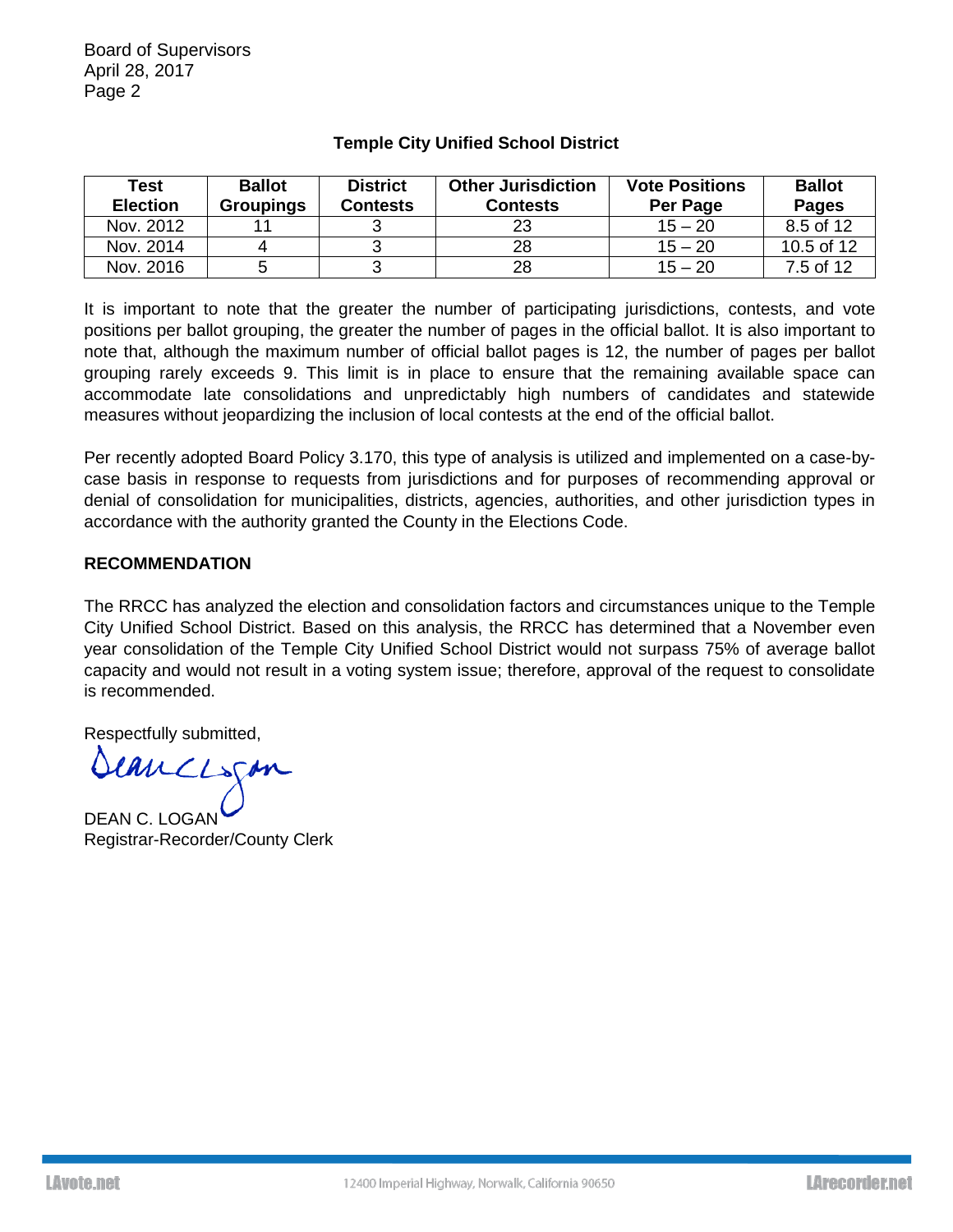**Temple City Unified School District**

| Test Election | Ballot Groupings | District Contests | Other Jurisdiction Contests | Vote Positions Per Page | Ballot Pages |
|---|---|---|---|---|---|
| Nov. 2012 | 11 | 3 | 23 | 15 – 20 | 8.5 of 12 |
| Nov. 2014 | 4 | 3 | 28 | 15 – 20 | 10.5 of 12 |
| Nov. 2016 | 5 | 3 | 28 | 15 – 20 | 7.5 of 12 |

It is important to note that the greater the number of participating jurisdictions, contests, and vote positions per ballot grouping, the greater the number of pages in the official ballot. It is also important to note that, although the maximum number of official ballot pages is 12, the number of pages per ballot grouping rarely exceeds 9. This limit is in place to ensure that the remaining available space can accommodate late consolidations and unpredictably high numbers of candidates and statewide measures without jeopardizing the inclusion of local contests at the end of the official ballot.

Per recently adopted Board Policy 3.170, this type of analysis is utilized and implemented on a case-by-case basis in response to requests from jurisdictions and for purposes of recommending approval or denial of consolidation for municipalities, districts, agencies, authorities, and other jurisdiction types in accordance with the authority granted the County in the Elections Code.

**RECOMMENDATION**

The RRCC has analyzed the election and consolidation factors and circumstances unique to the Temple City Unified School District. Based on this analysis, the RRCC has determined that a November even year consolidation of the Temple City Unified School District would not surpass 75% of average ballot capacity and would not result in a voting system issue; therefore, approval of the request to consolidate is recommended.

Respectfully submitted,

DEAN C. LOGAN
Registrar-Recorder/County Clerk